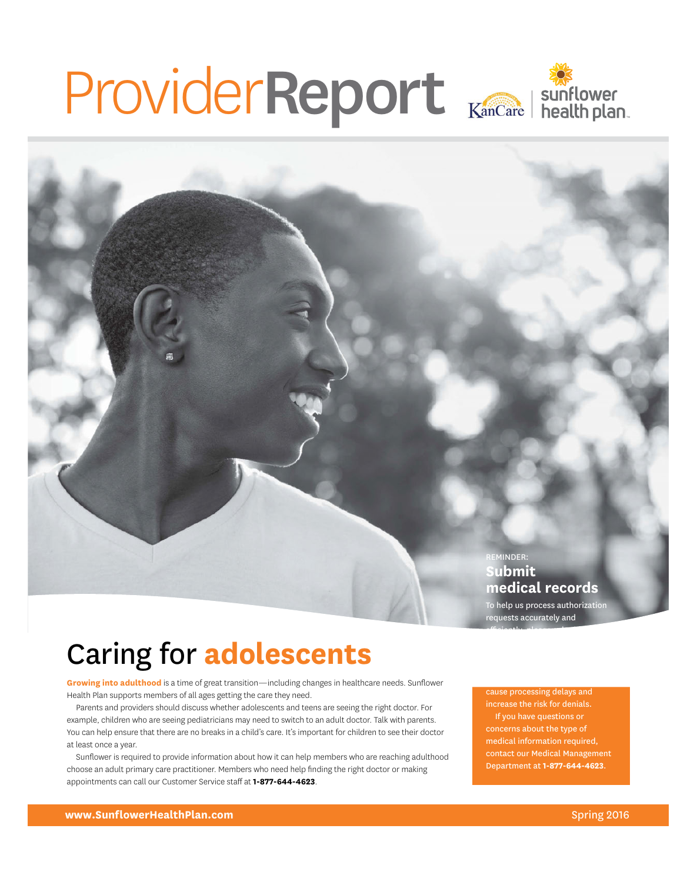# Provider**Report**

KanCare | sunflower health plan

REMINDER:

## Submit medical records

To help us process authorization requests accurately and efficiently, pl...

cause processing delays and increase the risk for denials.

If you have questions or concerns about the type of medical information required, contact our Medical Management Department at **1-877-644-4623**.

# Caring for **adolescents**

**Growing into adulthood** is a time of great transition—including changes in healthcare needs. Sunflower Health Plan supports members of all ages getting the care they need.

Parents and providers should discuss whether adolescents and teens are seeing the right doctor. For example, children who are seeing pediatricians may need to switch to an adult doctor. Talk with parents. You can help ensure that there are no breaks in a child's care. It's important for children to see their doctor at least once a year.

Sunflower is required to provide information about how it can help members who are reaching adulthood choose an adult primary care practitioner. Members who need help finding the right doctor or making appointments can call our Customer Service staff at **1-877-644-4623**.

**www.SunflowerHealthPlan.com** Spring 2016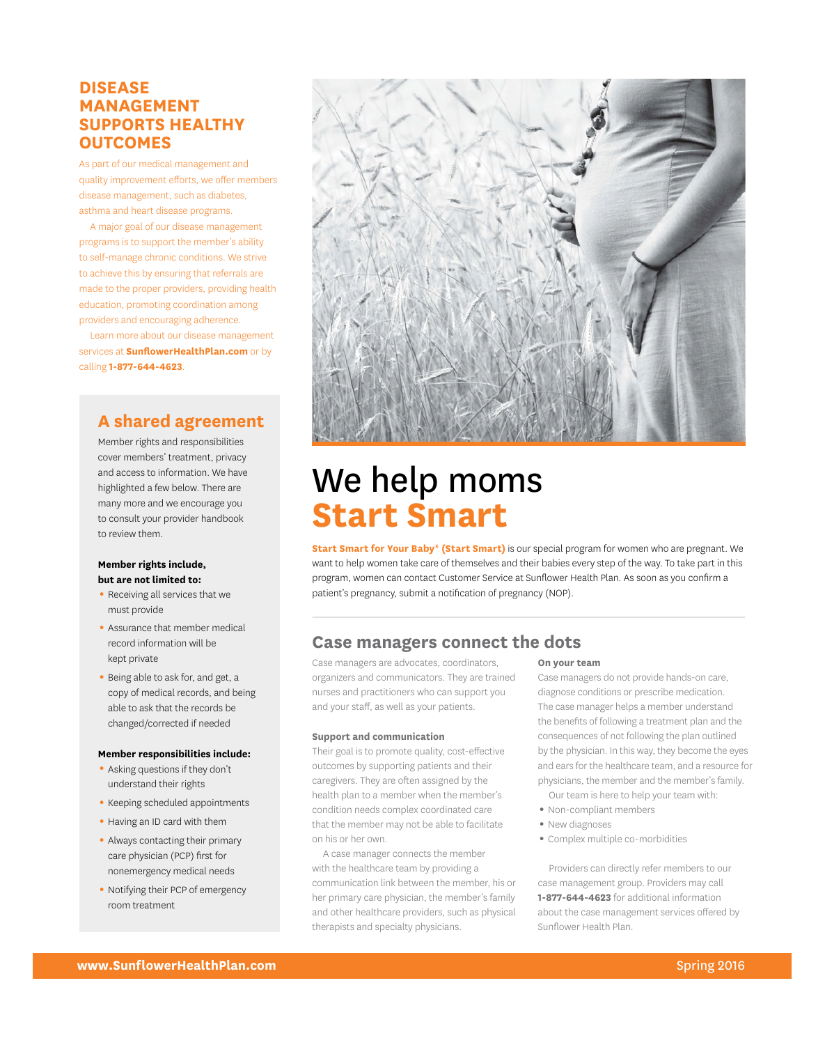## DISEASE MANAGEMENT SUPPORTS HEALTHY OUTCOMES

As part of our medical management and quality improvement efforts, we offer members disease management, such as diabetes, asthma and heart disease programs.

A major goal of our disease management programs is to support the member's ability to self-manage chronic conditions. We strive to achieve this by ensuring that referrals are made to the proper providers, providing health education, promoting coordination among providers and encouraging adherence.

Learn more about our disease management services at **SunflowerHealthPlan.com** or by calling **1-877-644-4623**.

## A shared agreement

Member rights and responsibilities cover members' treatment, privacy and access to information. We have highlighted a few below. There are many more and we encourage you to consult your provider handbook to review them.

**Member rights include, but are not limited to:**

- Receiving all services that we must provide
- Assurance that member medical record information will be kept private
- Being able to ask for, and get, a copy of medical records, and being able to ask that the records be changed/corrected if needed

**Member responsibilities include:**

- Asking questions if they don't understand their rights
- Keeping scheduled appointments
- Having an ID card with them
- Always contacting their primary care physician (PCP) first for nonemergency medical needs
- Notifying their PCP of emergency room treatment

# We help moms Start Smart

**Start Smart for Your Baby® (Start Smart)** is our special program for women who are pregnant. We want to help women take care of themselves and their babies every step of the way. To take part in this program, women can contact Customer Service at Sunflower Health Plan. As soon as you confirm a patient's pregnancy, submit a notification of pregnancy (NOP).

## Case managers connect the dots

Case managers are advocates, coordinators, organizers and communicators. They are trained nurses and practitioners who can support you and your staff, as well as your patients.

**Support and communication**

Their goal is to promote quality, cost-effective outcomes by supporting patients and their caregivers. They are often assigned by the health plan to a member when the member's condition needs complex coordinated care that the member may not be able to facilitate on his or her own.

A case manager connects the member with the healthcare team by providing a communication link between the member, his or her primary care physician, the member's family and other healthcare providers, such as physical therapists and specialty physicians.

**On your team**

Case managers do not provide hands-on care, diagnose conditions or prescribe medication. The case manager helps a member understand the benefits of following a treatment plan and the consequences of not following the plan outlined by the physician. In this way, they become the eyes and ears for the healthcare team, and a resource for physicians, the member and the member's family.

Our team is here to help your team with:

- Non-compliant members
- New diagnoses
- Complex multiple co-morbidities

Providers can directly refer members to our case management group. Providers may call **1-877-644-4623** for additional information about the case management services offered by Sunflower Health Plan.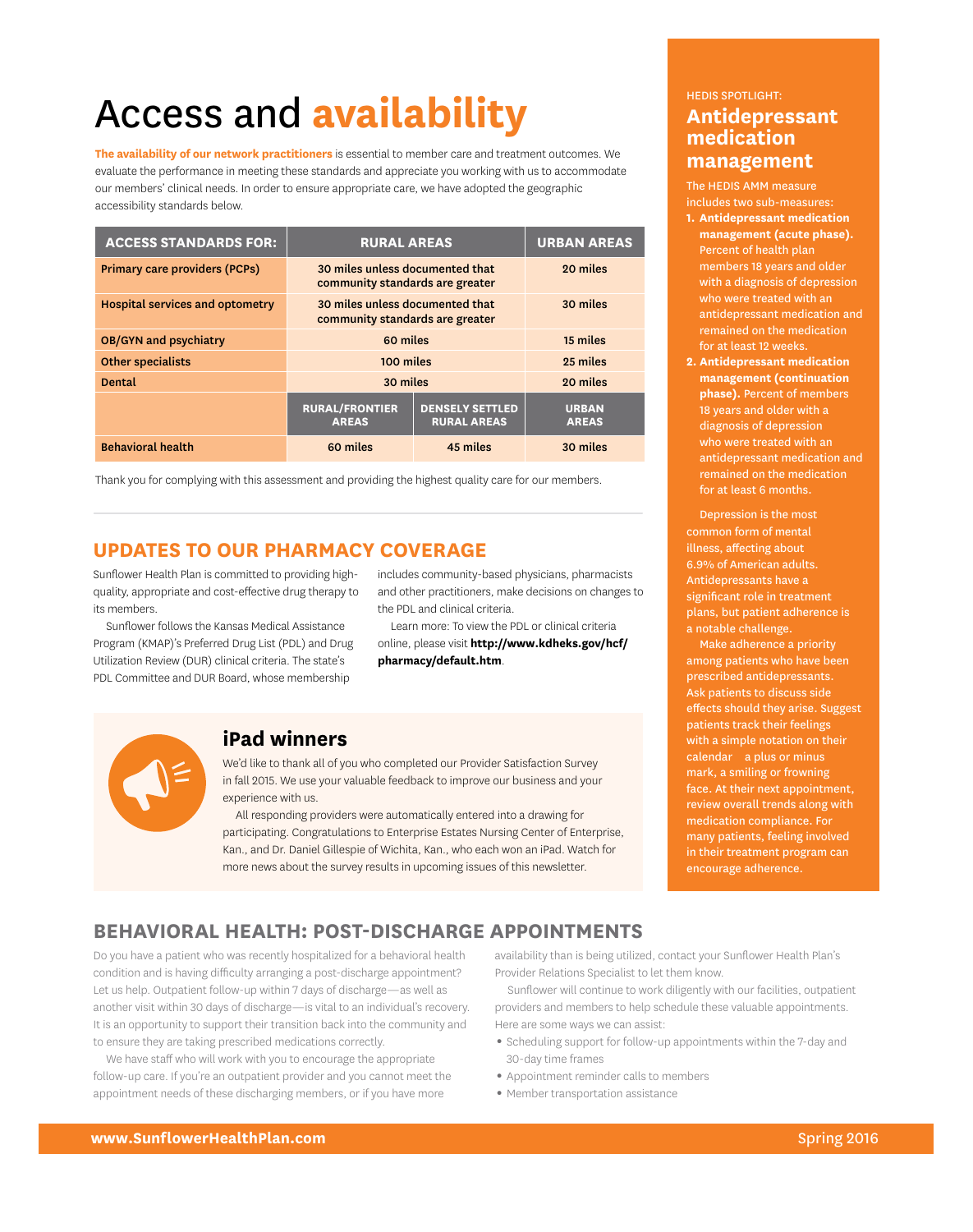# Access and **availability**

**The availability of our network practitioners** is essential to member care and treatment outcomes. We evaluate the performance in meeting these standards and appreciate you working with us to accommodate our members' clinical needs. In order to ensure appropriate care, we have adopted the geographic accessibility standards below.

| ACCESS STANDARDS FOR: | RURAL AREAS | | URBAN AREAS |
|---|---|---|---|
| Primary care providers (PCPs) | 30 miles unless documented that community standards are greater | | 20 miles |
| Hospital services and optometry | 30 miles unless documented that community standards are greater | | 30 miles |
| OB/GYN and psychiatry | 60 miles | | 15 miles |
| Other specialists | 100 miles | | 25 miles |
| Dental | 30 miles | | 20 miles |
| | RURAL/FRONTIER AREAS | DENSELY SETTLED RURAL AREAS | URBAN AREAS |
| Behavioral health | 60 miles | 45 miles | 30 miles |

Thank you for complying with this assessment and providing the highest quality care for our members.

## UPDATES TO OUR PHARMACY COVERAGE

Sunflower Health Plan is committed to providing high-quality, appropriate and cost-effective drug therapy to its members.

Sunflower follows the Kansas Medical Assistance Program (KMAP)'s Preferred Drug List (PDL) and Drug Utilization Review (DUR) clinical criteria. The state's PDL Committee and DUR Board, whose membership includes community-based physicians, pharmacists and other practitioners, make decisions on changes to the PDL and clinical criteria.

Learn more: To view the PDL or clinical criteria online, please visit **http://www.kdheks.gov/hcf/pharmacy/default.htm**.

## iPad winners

We'd like to thank all of you who completed our Provider Satisfaction Survey in fall 2015. We use your valuable feedback to improve our business and your experience with us.

All responding providers were automatically entered into a drawing for participating. Congratulations to Enterprise Estates Nursing Center of Enterprise, Kan., and Dr. Daniel Gillespie of Wichita, Kan., who each won an iPad. Watch for more news about the survey results in upcoming issues of this newsletter.

HEDIS SPOTLIGHT:

## Antidepressant medication management

The HEDIS AMM measure includes two sub-measures:

1. **Antidepressant medication management (acute phase).** Percent of health plan members 18 years and older with a diagnosis of depression who were treated with an antidepressant medication and remained on the medication for at least 12 weeks.
2. **Antidepressant medication management (continuation phase).** Percent of members 18 years and older with a diagnosis of depression who were treated with an antidepressant medication and remained on the medication for at least 6 months.

Depression is the most common form of mental illness, affecting about 6.9% of American adults. Antidepressants have a significant role in treatment plans, but patient adherence is a notable challenge.

Make adherence a priority among patients who have been prescribed antidepressants. Ask patients to discuss side effects should they arise. Suggest patients track their feelings with a simple notation on their calendar a plus or minus mark, a smiling or frowning face. At their next appointment, review overall trends along with medication compliance. For many patients, feeling involved in their treatment program can encourage adherence.

## BEHAVIORAL HEALTH: POST-DISCHARGE APPOINTMENTS

Do you have a patient who was recently hospitalized for a behavioral health condition and is having difficulty arranging a post-discharge appointment? Let us help. Outpatient follow-up within 7 days of discharge—as well as another visit within 30 days of discharge—is vital to an individual's recovery. It is an opportunity to support their transition back into the community and to ensure they are taking prescribed medications correctly.

We have staff who will work with you to encourage the appropriate follow-up care. If you're an outpatient provider and you cannot meet the appointment needs of these discharging members, or if you have more availability than is being utilized, contact your Sunflower Health Plan's Provider Relations Specialist to let them know.

Sunflower will continue to work diligently with our facilities, outpatient providers and members to help schedule these valuable appointments. Here are some ways we can assist:

- Scheduling support for follow-up appointments within the 7-day and 30-day time frames
- Appointment reminder calls to members
- Member transportation assistance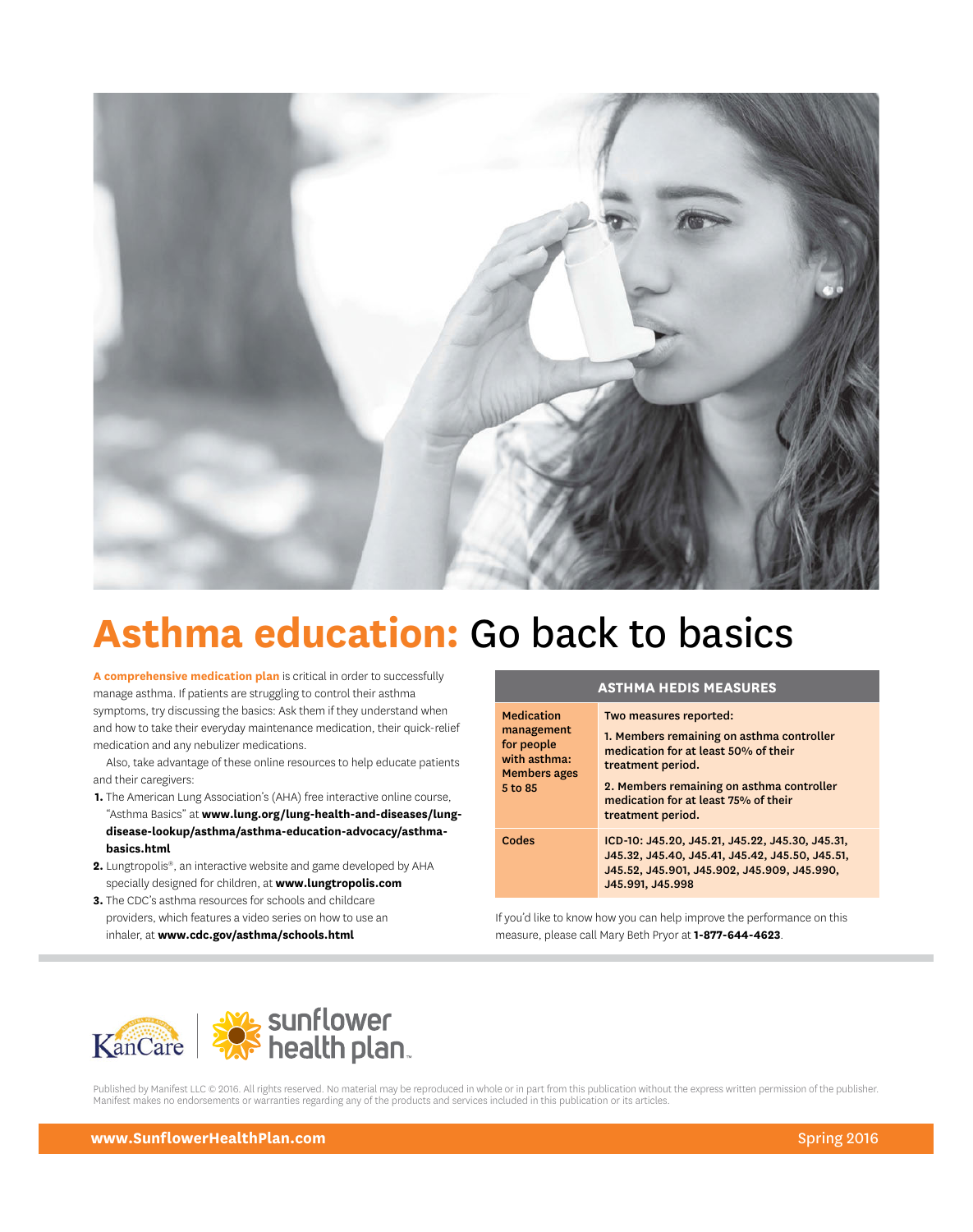# **Asthma education:** Go back to basics

**A comprehensive medication plan** is critical in order to successfully manage asthma. If patients are struggling to control their asthma symptoms, try discussing the basics: Ask them if they understand when and how to take their everyday maintenance medication, their quick-relief medication and any nebulizer medications.

Also, take advantage of these online resources to help educate patients and their caregivers:

1. The American Lung Association's (AHA) free interactive online course, "Asthma Basics" at **www.lung.org/lung-health-and-diseases/lung-disease-lookup/asthma/asthma-education-advocacy/asthma-basics.html**
2. Lungtropolis®, an interactive website and game developed by AHA specially designed for children, at **www.lungtropolis.com**
3. The CDC's asthma resources for schools and childcare providers, which features a video series on how to use an inhaler, at **www.cdc.gov/asthma/schools.html**

| ASTHMA HEDIS MEASURES | |
|---|---|
| Medication management for people with asthma: Members ages 5 to 85 | Two measures reported:<br>1. Members remaining on asthma controller medication for at least 50% of their treatment period.<br>2. Members remaining on asthma controller medication for at least 75% of their treatment period. |
| Codes | ICD-10: J45.20, J45.21, J45.22, J45.30, J45.31, J45.32, J45.40, J45.41, J45.42, J45.50, J45.51, J45.52, J45.901, J45.902, J45.909, J45.990, J45.991, J45.998 |

If you'd like to know how you can help improve the performance on this measure, please call Mary Beth Pryor at **1-877-644-4623**.

KanCare | sunflower health plan

Published by Manifest LLC © 2016. All rights reserved. No material may be reproduced in whole or in part from this publication without the express written permission of the publisher. Manifest makes no endorsements or warranties regarding any of the products and services included in this publication or its articles.

**www.SunflowerHealthPlan.com** Spring 2016